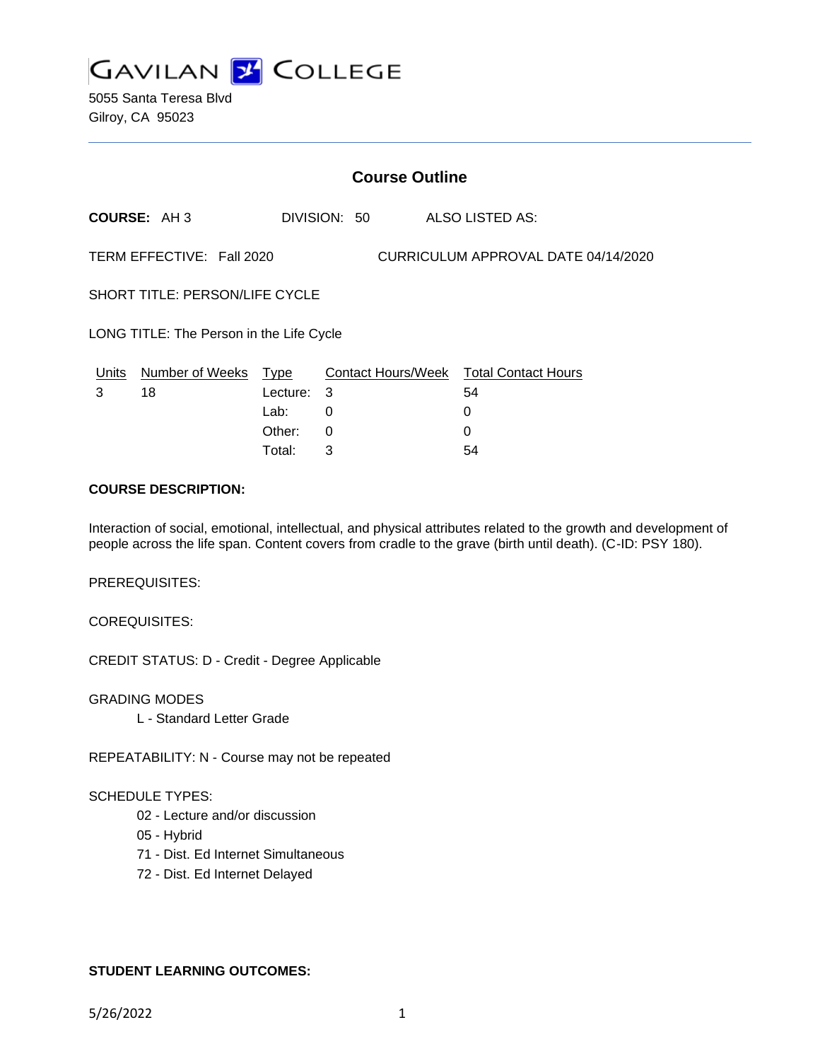# GAVILAN COLLEGE

5055 Santa Teresa Blvd
Gilroy, CA 95023

---

## Course Outline

**COURSE:** AH 3 DIVISION: 50 ALSO LISTED AS:

TERM EFFECTIVE: Fall 2020 CURRICULUM APPROVAL DATE 04/14/2020

SHORT TITLE: PERSON/LIFE CYCLE

LONG TITLE: The Person in the Life Cycle

| Units | Number of Weeks | Type | Contact Hours/Week | Total Contact Hours |
|---|---|---|---|---|
| 3 | 18 | Lecture: | 3 | 54 |
| | | Lab: | 0 | 0 |
| | | Other: | 0 | 0 |
| | | Total: | 3 | 54 |

**COURSE DESCRIPTION:**

Interaction of social, emotional, intellectual, and physical attributes related to the growth and development of people across the life span. Content covers from cradle to the grave (birth until death). (C-ID: PSY 180).

PREREQUISITES:

COREQUISITES:

CREDIT STATUS: D - Credit - Degree Applicable

GRADING MODES

L - Standard Letter Grade

REPEATABILITY: N - Course may not be repeated

SCHEDULE TYPES:

02 - Lecture and/or discussion
05 - Hybrid
71 - Dist. Ed Internet Simultaneous
72 - Dist. Ed Internet Delayed

**STUDENT LEARNING OUTCOMES:**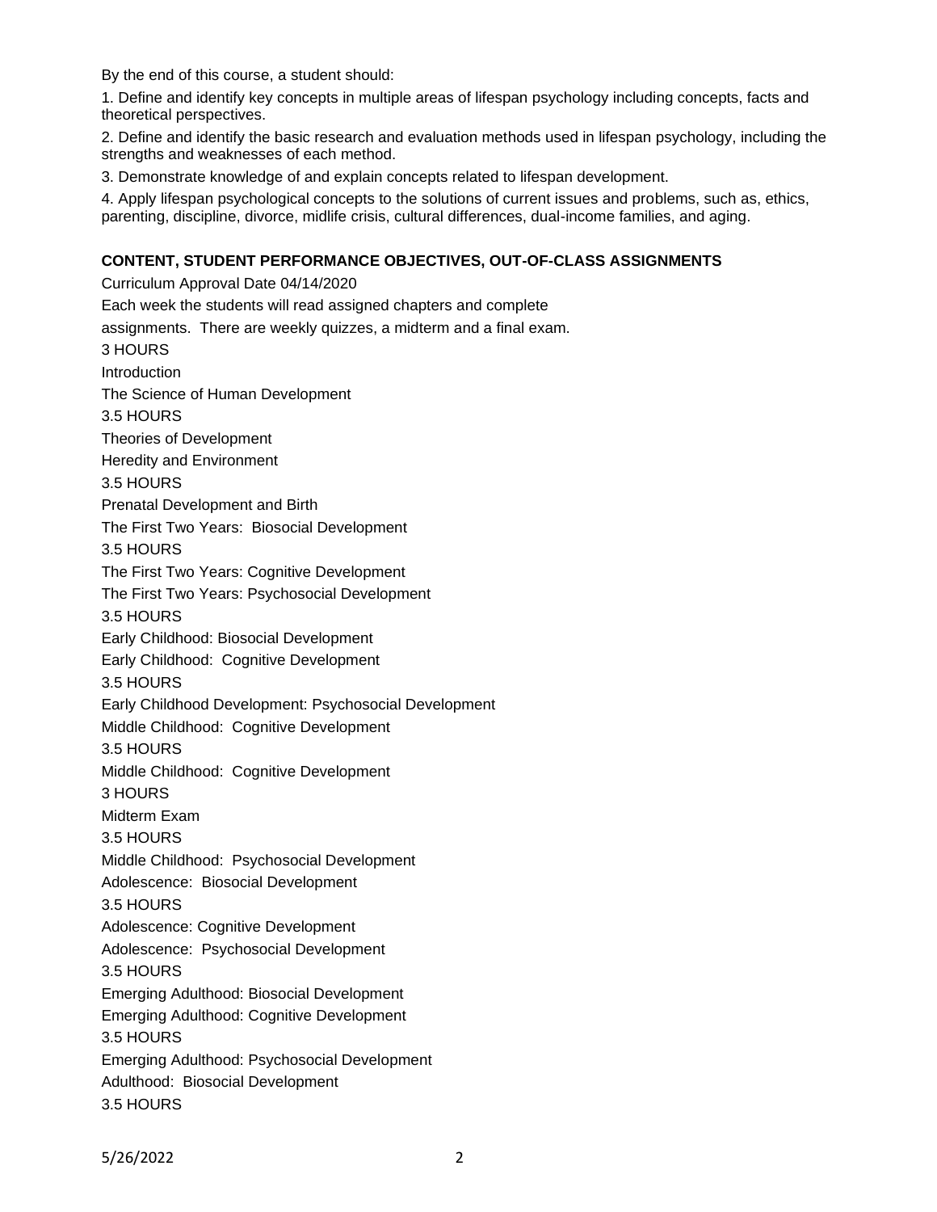By the end of this course, a student should:

1. Define and identify key concepts in multiple areas of lifespan psychology including concepts, facts and theoretical perspectives.

2. Define and identify the basic research and evaluation methods used in lifespan psychology, including the strengths and weaknesses of each method.

3. Demonstrate knowledge of and explain concepts related to lifespan development.

4. Apply lifespan psychological concepts to the solutions of current issues and problems, such as, ethics, parenting, discipline, divorce, midlife crisis, cultural differences, dual-income families, and aging.

## CONTENT, STUDENT PERFORMANCE OBJECTIVES, OUT-OF-CLASS ASSIGNMENTS

Curriculum Approval Date 04/14/2020

Each week the students will read assigned chapters and complete

assignments. There are weekly quizzes, a midterm and a final exam.

3 HOURS

Introduction

The Science of Human Development

3.5 HOURS

Theories of Development

Heredity and Environment

3.5 HOURS

Prenatal Development and Birth

The First Two Years: Biosocial Development

3.5 HOURS

The First Two Years: Cognitive Development

The First Two Years: Psychosocial Development

3.5 HOURS

Early Childhood: Biosocial Development

Early Childhood: Cognitive Development

3.5 HOURS

Early Childhood Development: Psychosocial Development

Middle Childhood: Cognitive Development

3.5 HOURS

Middle Childhood: Cognitive Development

3 HOURS

Midterm Exam

3.5 HOURS

Middle Childhood: Psychosocial Development

Adolescence: Biosocial Development

3.5 HOURS

Adolescence: Cognitive Development

Adolescence: Psychosocial Development

3.5 HOURS

Emerging Adulthood: Biosocial Development

Emerging Adulthood: Cognitive Development

3.5 HOURS

Emerging Adulthood: Psychosocial Development

Adulthood: Biosocial Development

3.5 HOURS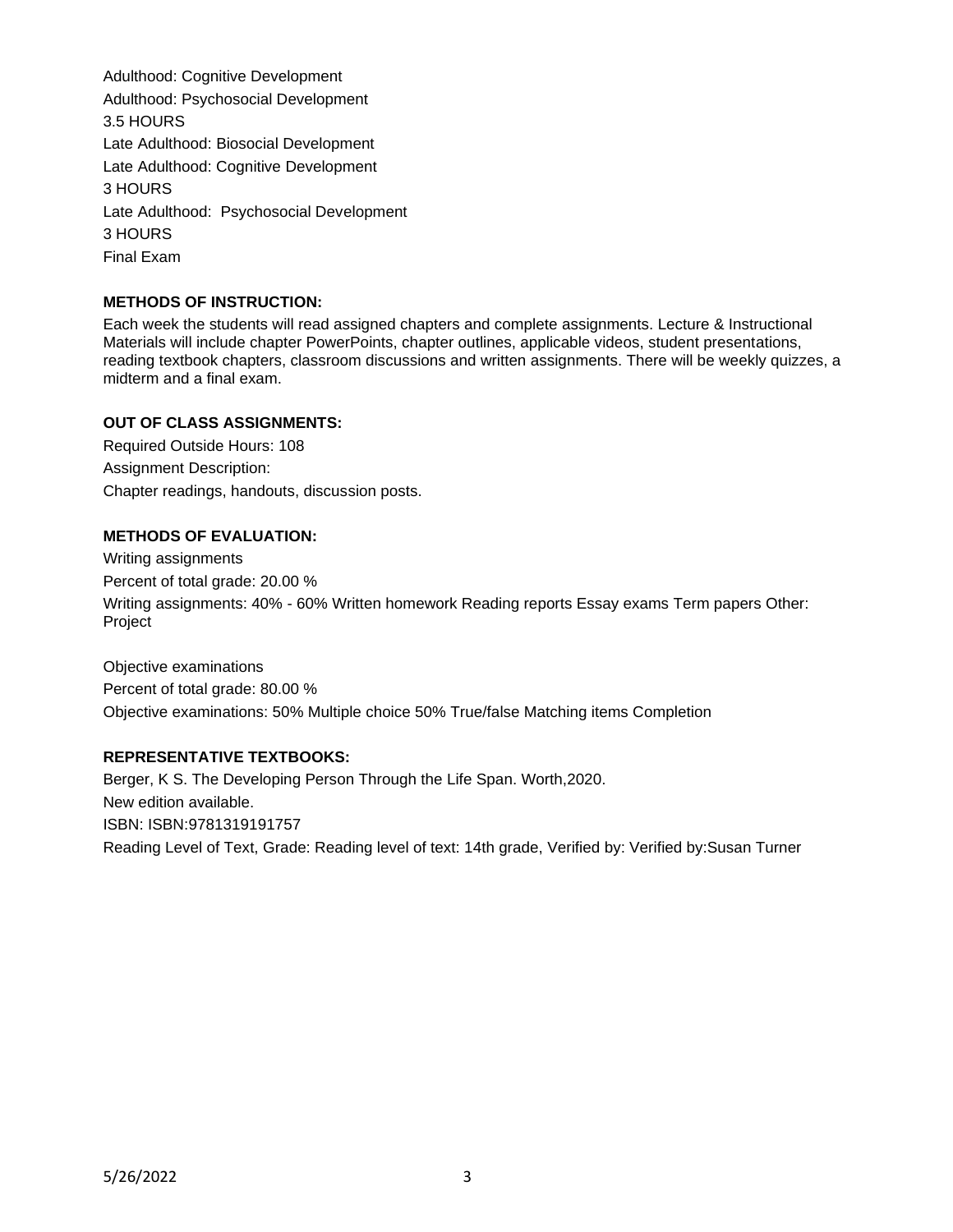Adulthood: Cognitive Development

Adulthood: Psychosocial Development

3.5 HOURS

Late Adulthood: Biosocial Development

Late Adulthood: Cognitive Development

3 HOURS

Late Adulthood:  Psychosocial Development

3 HOURS

Final Exam

**METHODS OF INSTRUCTION:**

Each week the students will read assigned chapters and complete assignments. Lecture & Instructional Materials will include chapter PowerPoints, chapter outlines, applicable videos, student presentations, reading textbook chapters, classroom discussions and written assignments. There will be weekly quizzes, a midterm and a final exam.

**OUT OF CLASS ASSIGNMENTS:**

Required Outside Hours: 108

Assignment Description:

Chapter readings, handouts, discussion posts.

**METHODS OF EVALUATION:**

Writing assignments

Percent of total grade: 20.00 %

Writing assignments: 40% - 60% Written homework Reading reports Essay exams Term papers Other: Project

Objective examinations

Percent of total grade: 80.00 %

Objective examinations: 50% Multiple choice 50% True/false Matching items Completion

**REPRESENTATIVE TEXTBOOKS:**

Berger, K S. The Developing Person Through the Life Span. Worth,2020.

New edition available.

ISBN: ISBN:9781319191757

Reading Level of Text, Grade: Reading level of text: 14th grade, Verified by: Verified by:Susan Turner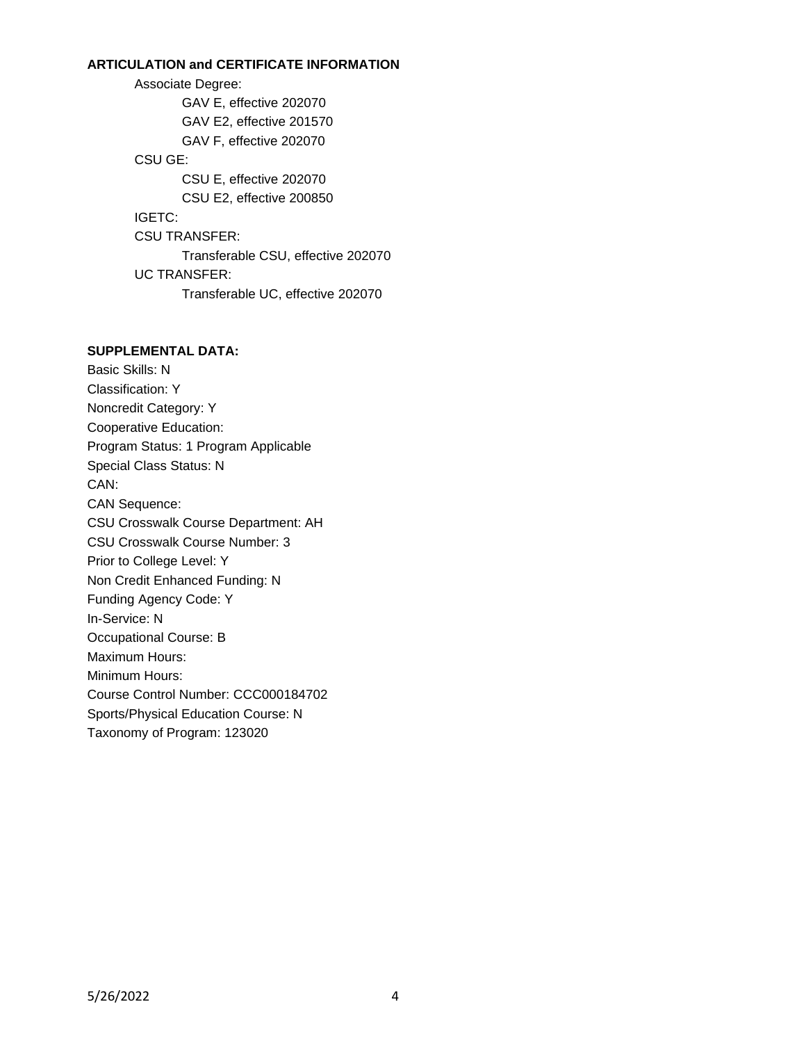**ARTICULATION and CERTIFICATE INFORMATION**

Associate Degree:
- GAV E, effective 202070
- GAV E2, effective 201570
- GAV F, effective 202070

CSU GE:
- CSU E, effective 202070
- CSU E2, effective 200850

IGETC:

CSU TRANSFER:
- Transferable CSU, effective 202070

UC TRANSFER:
- Transferable UC, effective 202070

**SUPPLEMENTAL DATA:**

Basic Skills: N
Classification: Y
Noncredit Category: Y
Cooperative Education:
Program Status: 1 Program Applicable
Special Class Status: N
CAN:
CAN Sequence:
CSU Crosswalk Course Department: AH
CSU Crosswalk Course Number: 3
Prior to College Level: Y
Non Credit Enhanced Funding: N
Funding Agency Code: Y
In-Service: N
Occupational Course: B
Maximum Hours:
Minimum Hours:
Course Control Number: CCC000184702
Sports/Physical Education Course: N
Taxonomy of Program: 123020

5/26/2022